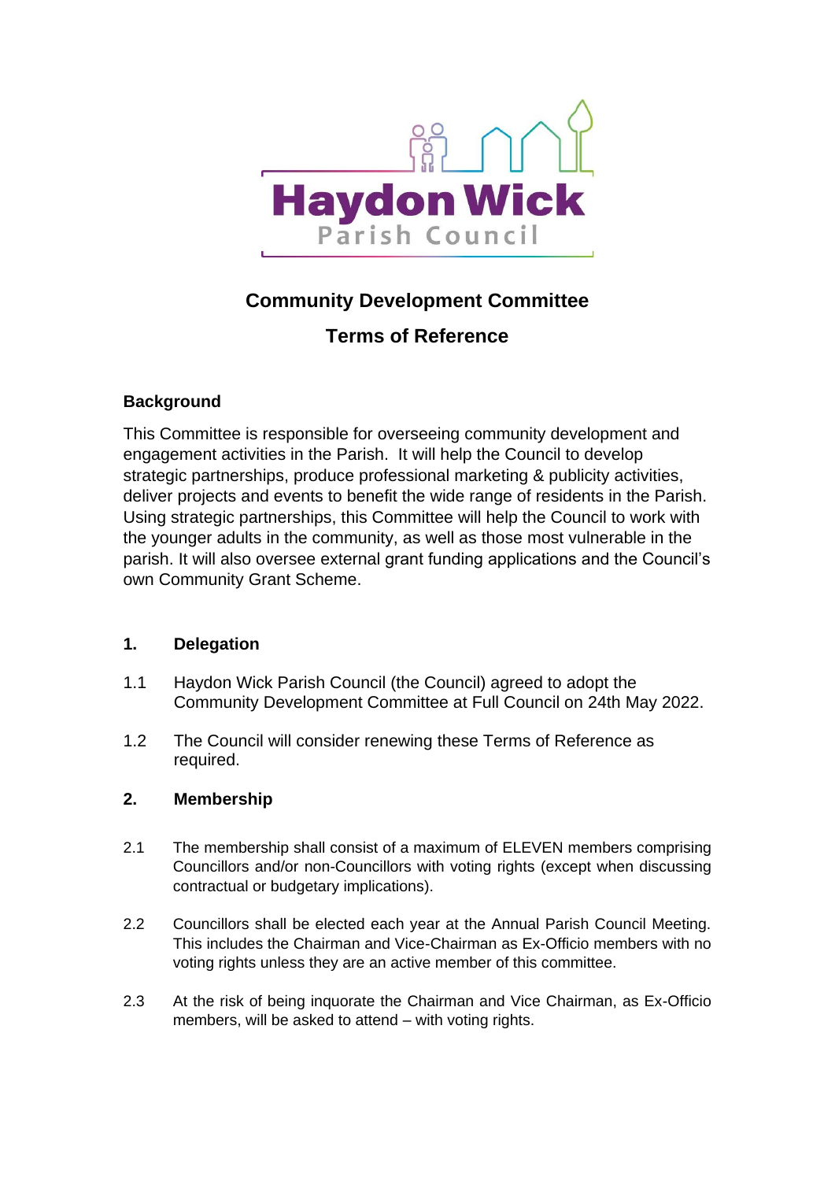# Community Development Committee

## Terms of Reference

### Background

This Committee is responsible for overseeing community development and engagement activities in the Parish. It will help the Council to develop strategic partnerships, produce professional marketing & publicity activities, deliver projects and events to benefit the wide range of residents in the Parish. Using strategic partnerships, this Committee will help the Council to work with the younger adults in the community, as well as those most vulnerable in the parish. It will also oversee external grant funding applications and the Council's own Community Grant Scheme.

### 1. Delegation

1.1 Haydon Wick Parish Council (the Council) agreed to adopt the Community Development Committee at Full Council on 24th May 2022.

1.2 The Council will consider renewing these Terms of Reference as required.

### 2. Membership

2.1 The membership shall consist of a maximum of ELEVEN members comprising Councillors and/or non-Councillors with voting rights (except when discussing contractual or budgetary implications).

2.2 Councillors shall be elected each year at the Annual Parish Council Meeting. This includes the Chairman and Vice-Chairman as Ex-Officio members with no voting rights unless they are an active member of this committee.

2.3 At the risk of being inquorate the Chairman and Vice Chairman, as Ex-Officio members, will be asked to attend – with voting rights.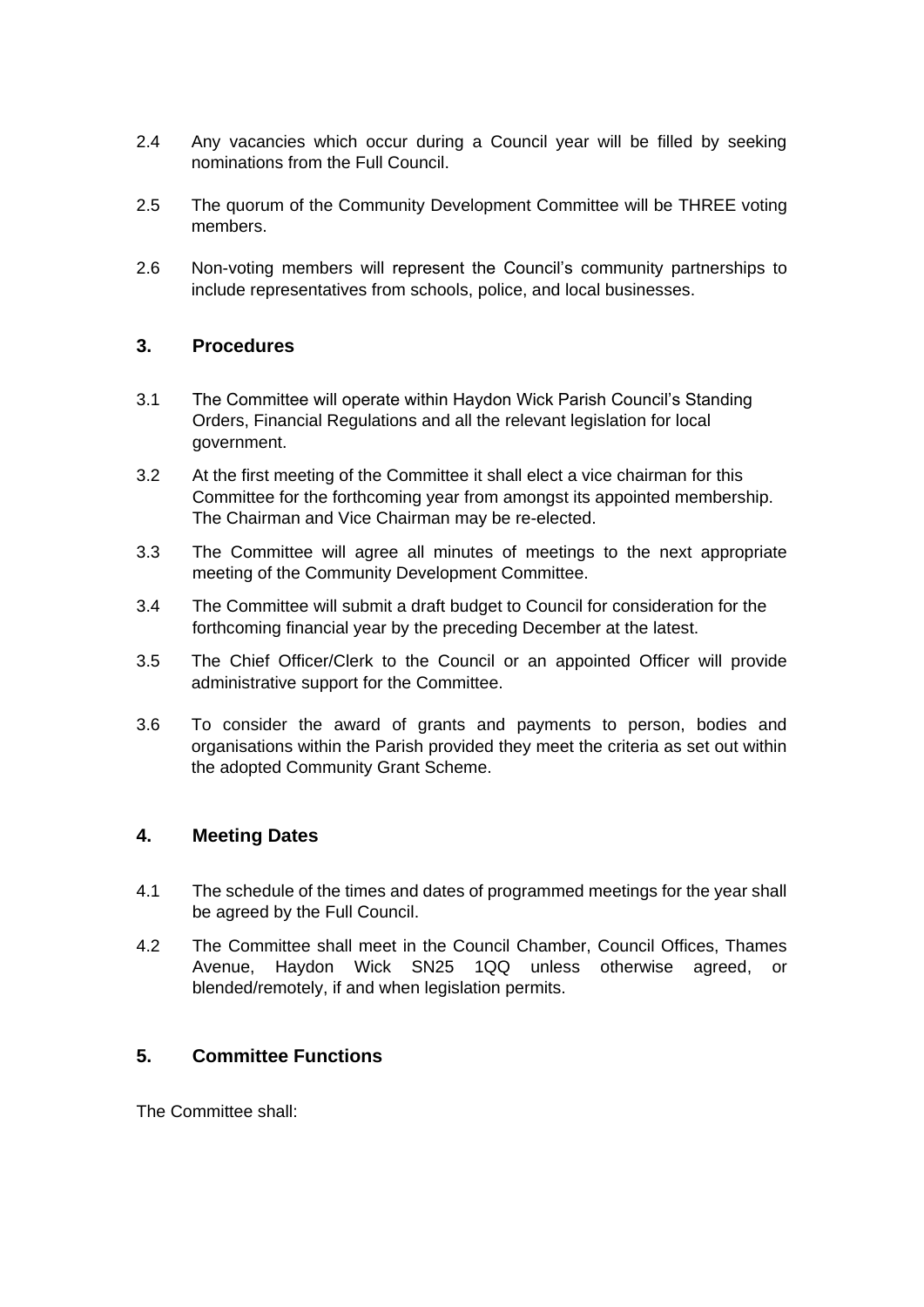2.4 Any vacancies which occur during a Council year will be filled by seeking nominations from the Full Council.

2.5 The quorum of the Community Development Committee will be THREE voting members.

2.6 Non-voting members will represent the Council's community partnerships to include representatives from schools, police, and local businesses.

### 3. Procedures

3.1 The Committee will operate within Haydon Wick Parish Council's Standing Orders, Financial Regulations and all the relevant legislation for local government.

3.2 At the first meeting of the Committee it shall elect a vice chairman for this Committee for the forthcoming year from amongst its appointed membership. The Chairman and Vice Chairman may be re-elected.

3.3 The Committee will agree all minutes of meetings to the next appropriate meeting of the Community Development Committee.

3.4 The Committee will submit a draft budget to Council for consideration for the forthcoming financial year by the preceding December at the latest.

3.5 The Chief Officer/Clerk to the Council or an appointed Officer will provide administrative support for the Committee.

3.6 To consider the award of grants and payments to person, bodies and organisations within the Parish provided they meet the criteria as set out within the adopted Community Grant Scheme.

### 4. Meeting Dates

4.1 The schedule of the times and dates of programmed meetings for the year shall be agreed by the Full Council.

4.2 The Committee shall meet in the Council Chamber, Council Offices, Thames Avenue, Haydon Wick SN25 1QQ unless otherwise agreed, or blended/remotely, if and when legislation permits.

### 5. Committee Functions

The Committee shall: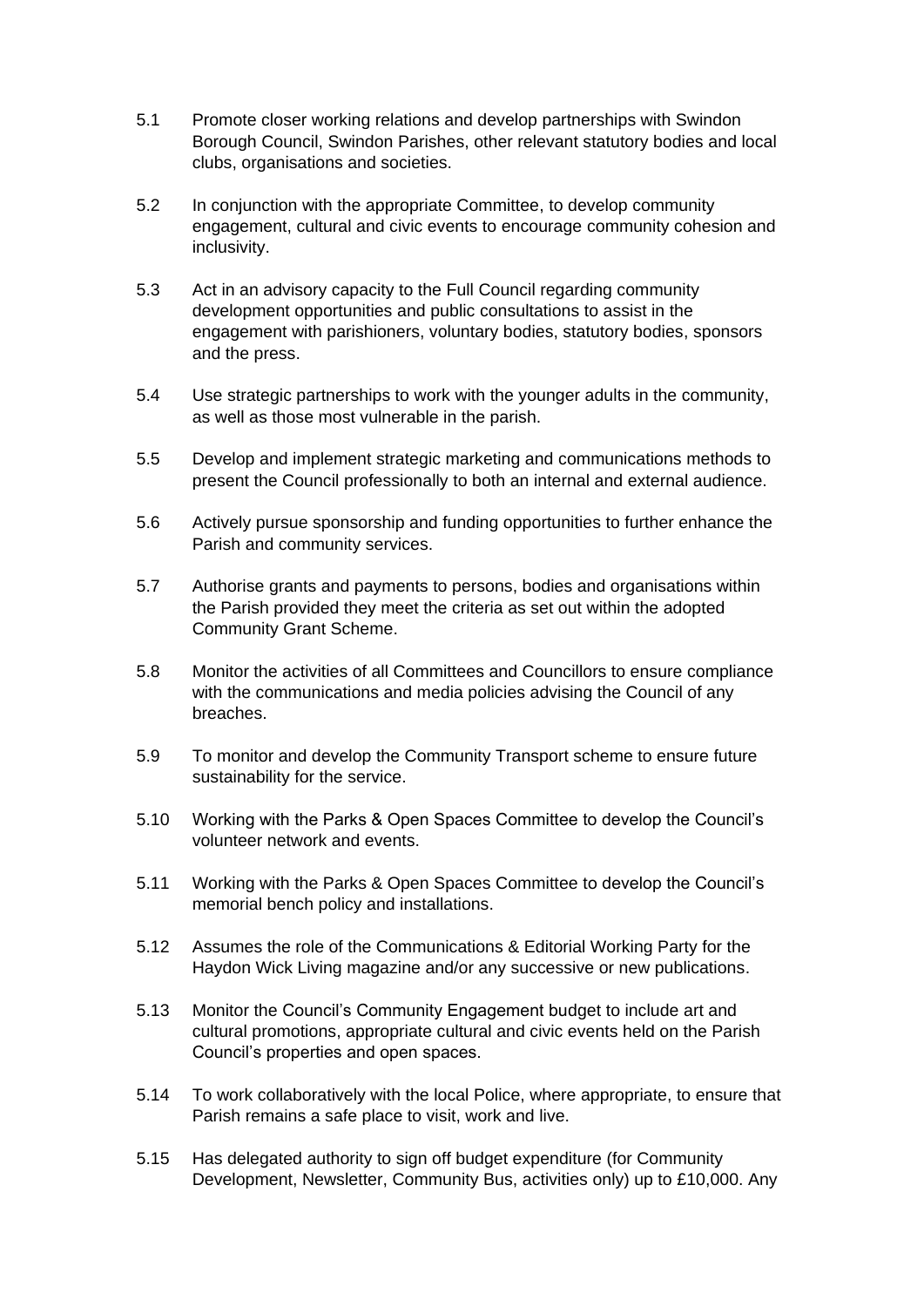5.1 Promote closer working relations and develop partnerships with Swindon Borough Council, Swindon Parishes, other relevant statutory bodies and local clubs, organisations and societies.

5.2 In conjunction with the appropriate Committee, to develop community engagement, cultural and civic events to encourage community cohesion and inclusivity.

5.3 Act in an advisory capacity to the Full Council regarding community development opportunities and public consultations to assist in the engagement with parishioners, voluntary bodies, statutory bodies, sponsors and the press.

5.4 Use strategic partnerships to work with the younger adults in the community, as well as those most vulnerable in the parish.

5.5 Develop and implement strategic marketing and communications methods to present the Council professionally to both an internal and external audience.

5.6 Actively pursue sponsorship and funding opportunities to further enhance the Parish and community services.

5.7 Authorise grants and payments to persons, bodies and organisations within the Parish provided they meet the criteria as set out within the adopted Community Grant Scheme.

5.8 Monitor the activities of all Committees and Councillors to ensure compliance with the communications and media policies advising the Council of any breaches.

5.9 To monitor and develop the Community Transport scheme to ensure future sustainability for the service.

5.10 Working with the Parks & Open Spaces Committee to develop the Council's volunteer network and events.

5.11 Working with the Parks & Open Spaces Committee to develop the Council's memorial bench policy and installations.

5.12 Assumes the role of the Communications & Editorial Working Party for the Haydon Wick Living magazine and/or any successive or new publications.

5.13 Monitor the Council's Community Engagement budget to include art and cultural promotions, appropriate cultural and civic events held on the Parish Council's properties and open spaces.

5.14 To work collaboratively with the local Police, where appropriate, to ensure that Parish remains a safe place to visit, work and live.

5.15 Has delegated authority to sign off budget expenditure (for Community Development, Newsletter, Community Bus, activities only) up to £10,000. Any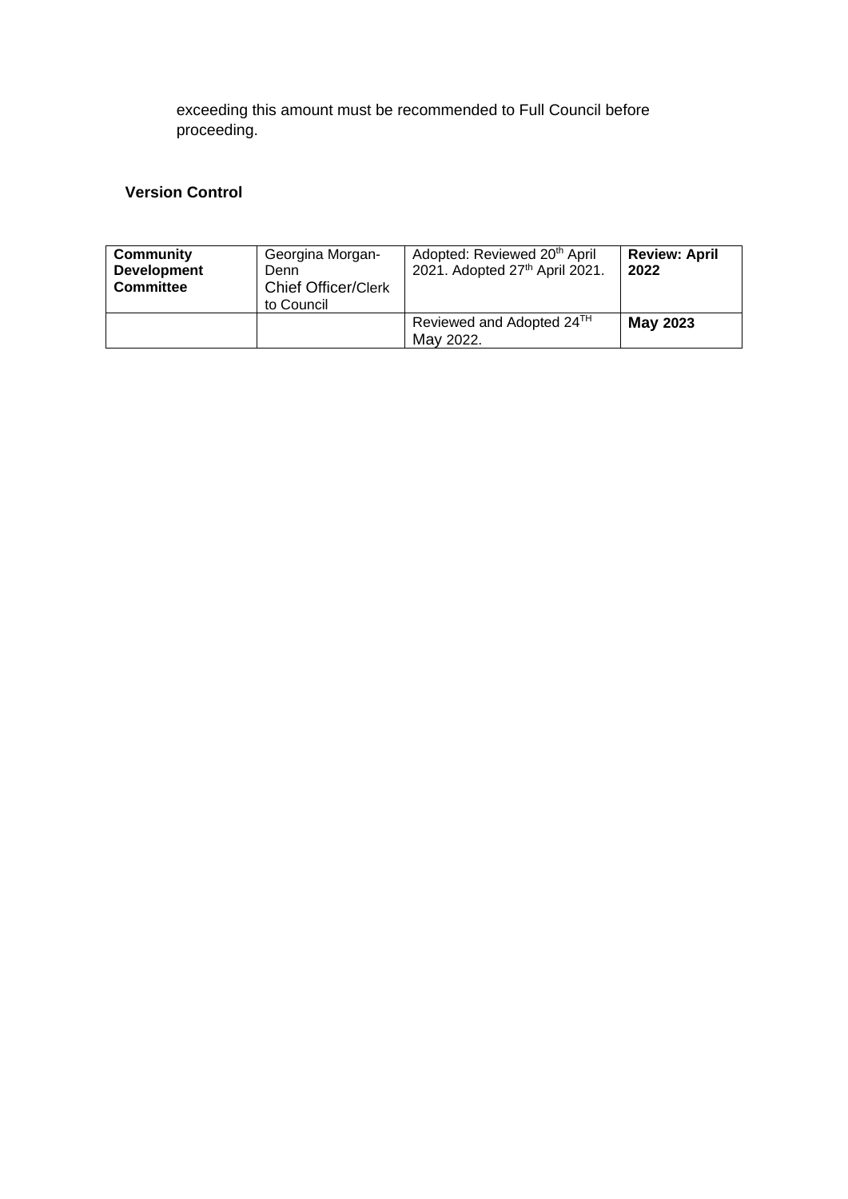exceeding this amount must be recommended to Full Council before proceeding.

**Version Control**

| | | | |
|---|---|---|---|
| **Community Development Committee** | Georgina Morgan-Denn Chief Officer/Clerk to Council | Adopted: Reviewed 20th April 2021. Adopted 27th April 2021. | **Review: April 2022** |
| | | Reviewed and Adopted 24TH May 2022. | **May 2023** |